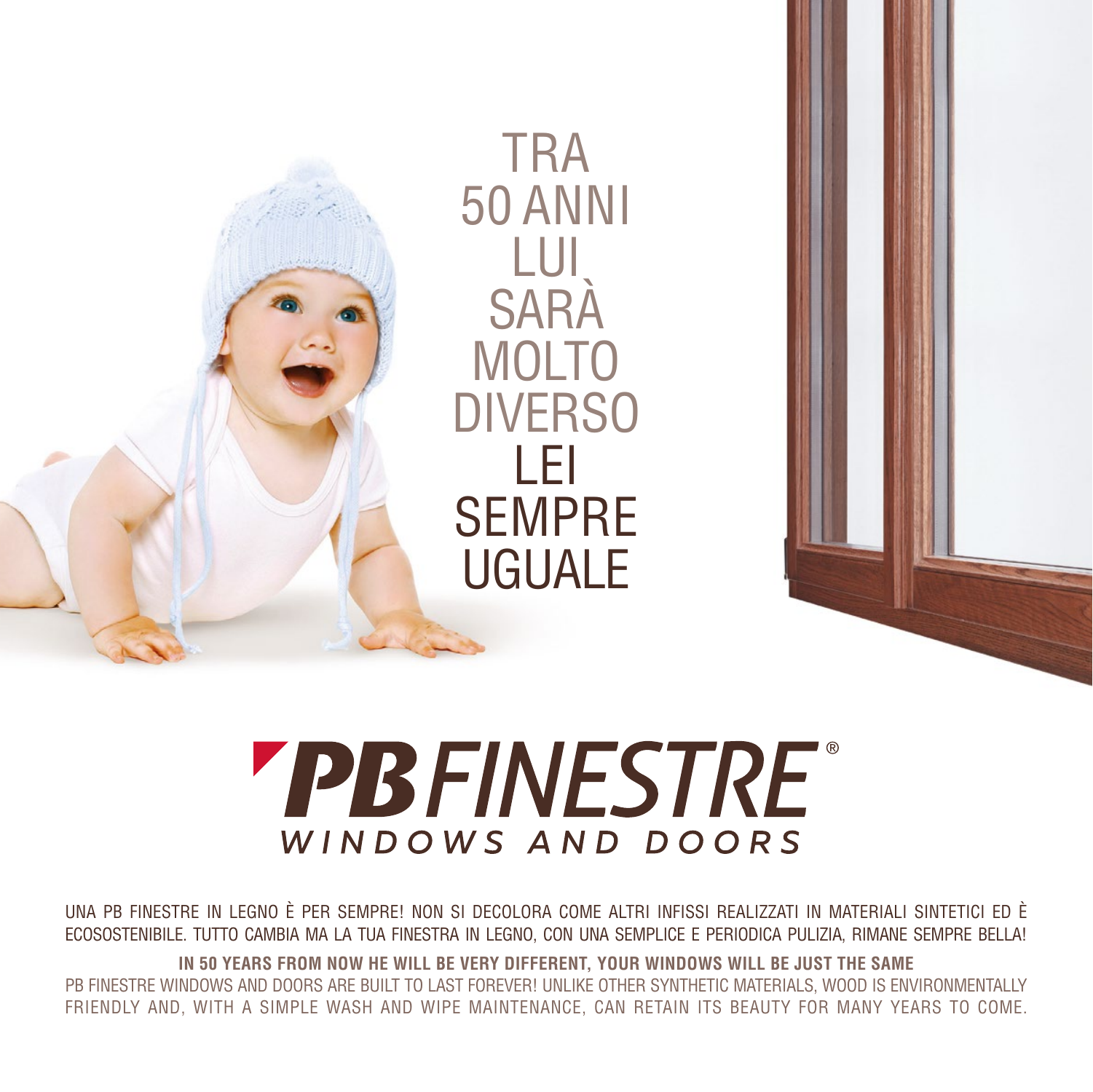# TRA 50 ANNI LUI SARÀ MOLTO DIVERSO LEI SEMPRE UGUALE

**PB FINESTRE®**
WINDOWS AND DOORS

UNA PB FINESTRE IN LEGNO È PER SEMPRE! NON SI DECOLORA COME ALTRI INFISSI REALIZZATI IN MATERIALI SINTETICI ED È ECOSOSTENIBILE. TUTTO CAMBIA MA LA TUA FINESTRA IN LEGNO, CON UNA SEMPLICE E PERIODICA PULIZIA, RIMANE SEMPRE BELLA!

**IN 50 YEARS FROM NOW HE WILL BE VERY DIFFERENT, YOUR WINDOWS WILL BE JUST THE SAME**

PB FINESTRE WINDOWS AND DOORS ARE BUILT TO LAST FOREVER! UNLIKE OTHER SYNTHETIC MATERIALS, WOOD IS ENVIRONMENTALLY FRIENDLY AND, WITH A SIMPLE WASH AND WIPE MAINTENANCE, CAN RETAIN ITS BEAUTY FOR MANY YEARS TO COME.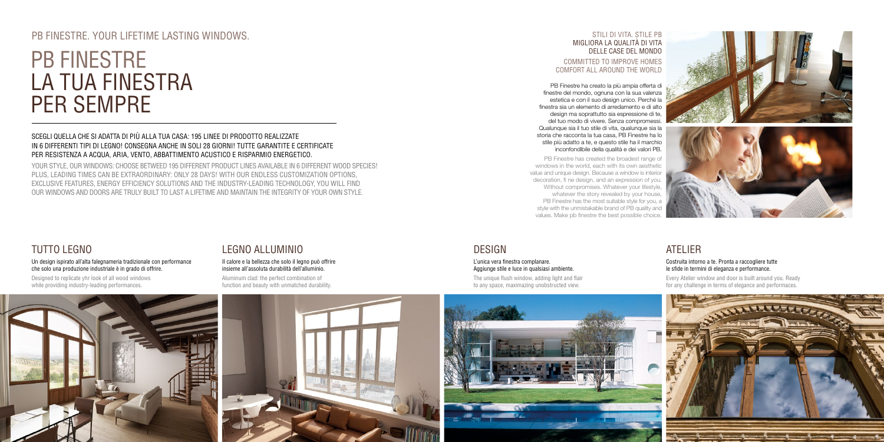PB FINESTRE. YOUR LIFETIME LASTING WINDOWS.

# PB FINESTRE LA TUA FINESTRA PER SEMPRE

SCEGLI QUELLA CHE SI ADATTA DI PIÙ ALLA TUA CASA: 195 LINEE DI PRODOTTO REALIZZATE IN 6 DIFFERENTI TIPI DI LEGNO! CONSEGNA ANCHE IN SOLI 28 GIORNI! TUTTE GARANTITE E CERTIFICATE PER RESISTENZA A ACQUA, ARIA, VENTO, ABBATTIMENTO ACUSTICO E RISPARMIO ENERGETICO.

YOUR STYLE, OUR WINDOWS: CHOOSE BETWEED 195 DIFFERENT PRODUCT LINES AVAILABLE IN 6 DIFFERENT WOOD SPECIES! PLUS, LEADING TIMES CAN BE EXTRAORDINARY: ONLY 28 DAYS! WITH OUR ENDLESS CUSTOMIZATION OPTIONS, EXCLUSIVE FEATURES, ENERGY EFFICIENCY SOLUTIONS AND THE INDUSTRY-LEADING TECHNOLOGY, YOU WILL FIND OUR WINDOWS AND DOORS ARE TRULY BUILT TO LAST A LIFETIME AND MAINTAIN THE INTEGRITY OF YOUR OWN STYLE.

STILI DI VITA. STILE PB
MIGLIORA LA QUALITÀ DI VITA DELLE CASE DEL MONDO

COMMITTED TO IMPROVE HOMES COMFORT ALL AROUND THE WORLD

PB Finestre ha creato la più ampia offerta di finestre del mondo, ognuna con la sua valenza estetica e con il suo design unico. Perché la finestra sia un elemento di arredamento e di alto design ma soprattutto sia espressione di te, del tuo modo di vivere. Senza compromessi. Qualunque sia il tuo stile di vita, qualunque sia la storia che racconta la tua casa, PB Finestre ha lo stile più adatto a te, e questo stile ha il marchio inconfondibile della qualità e dei valori PB.

PB Finestre has created the broadest range of windows in the world, each with its own aesthetic value and unique design. Because a window is interior decoration, fi ne design, and an expression of you. Without compromises. Whatever your lifestyle, whatever the story revealed by your house, PB Finestre has the most suitable style for you, a style with the unmistakable brand of PB quality and values. Make pb finestre the best possible choice.

## TUTTO LEGNO

**Un design ispirato all'alta falegnameria tradizionale con performance che solo una produzione industriale è in grado di offrire.**

Designed to replicate yhr look of all wood windows while providing industry-leading performances.

## LEGNO ALLUMINIO

**Il calore e la bellezza che solo il legno può offrire insieme all'assoluta durabilità dell'alluminio.**

Aluminum clad: the perfect combination of function and beauty with unmatched durability.

## DESIGN

**L'unica vera finestra complanare. Aggiunge stile e luce in qualsiasi ambiente.**

The unique flush window, adding light and flair to any space, maximazing unobstructed view.

## ATELIER

**Costruita intorno a te. Pronta a raccogliere tutte le sfide in termini di eleganza e performance.**

Every Atelier window and door is built around you. Ready for any challenge in terms of elegance and performaces.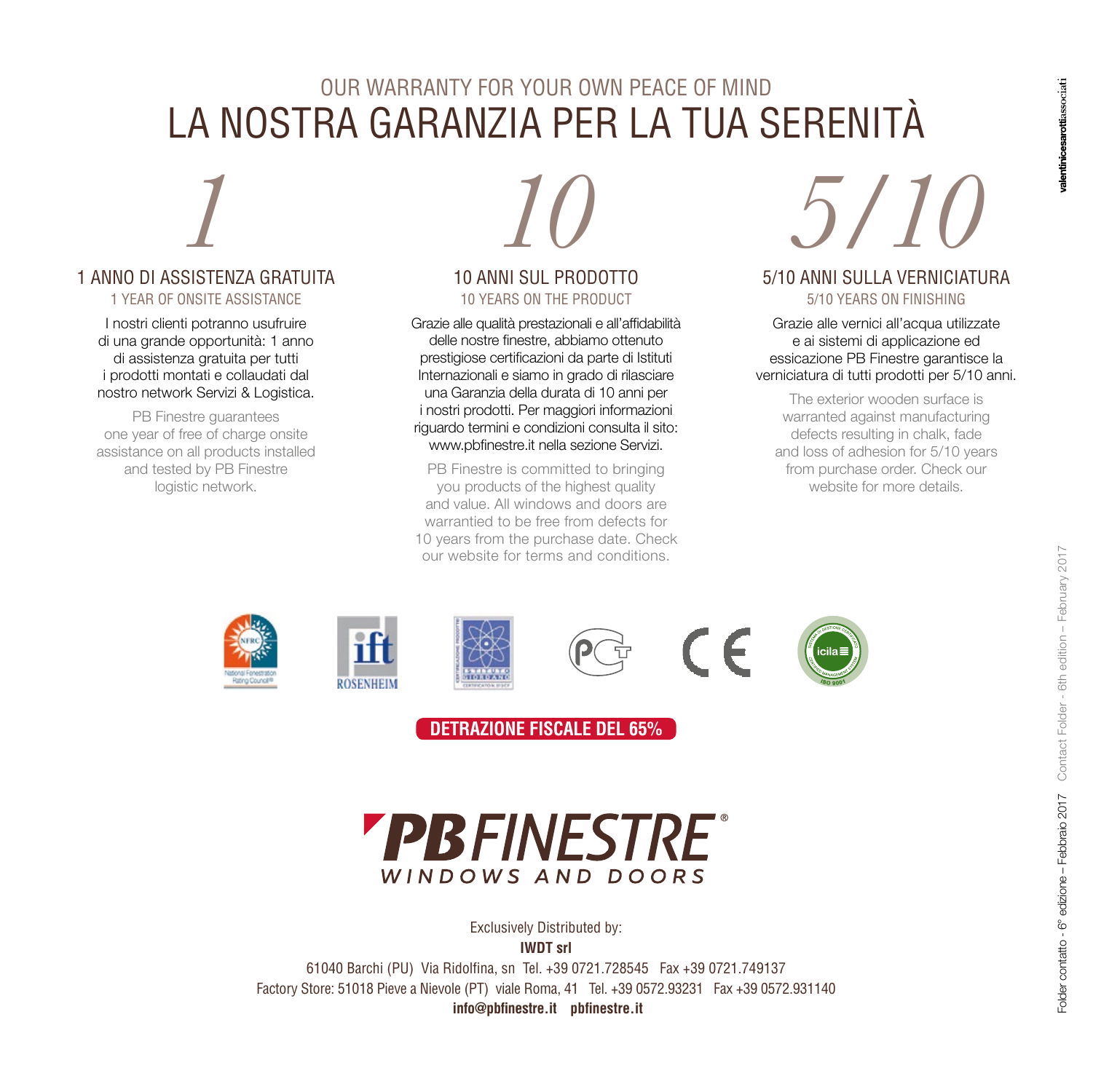OUR WARRANTY FOR YOUR OWN PEACE OF MIND

# LA NOSTRA GARANZIA PER LA TUA SERENITÀ

*1*

## 1 ANNO DI ASSISTENZA GRATUITA

1 YEAR OF ONSITE ASSISTANCE

I nostri clienti potranno usufruire di una grande opportunità: 1 anno di assistenza gratuita per tutti i prodotti montati e collaudati dal nostro network Servizi & Logistica.

PB Finestre guarantees one year of free of charge onsite assistance on all products installed and tested by PB Finestre logistic network.

*10*

## 10 ANNI SUL PRODOTTO

10 YEARS ON THE PRODUCT

Grazie alle qualità prestazionali e all'affidabilità delle nostre finestre, abbiamo ottenuto prestigiose certificazioni da parte di Istituti Internazionali e siamo in grado di rilasciare una Garanzia della durata di 10 anni per i nostri prodotti. Per maggiori informazioni riguardo termini e condizioni consulta il sito: www.pbfinestre.it nella sezione Servizi.

PB Finestre is committed to bringing you products of the highest quality and value. All windows and doors are warrantied to be free from defects for 10 years from the purchase date. Check our website for terms and conditions.

*5/10*

## 5/10 ANNI SULLA VERNICIATURA

5/10 YEARS ON FINISHING

Grazie alle vernici all'acqua utilizzate e ai sistemi di applicazione ed essicazione PB Finestre garantisce la verniciatura di tutti prodotti per 5/10 anni.

The exterior wooden surface is warranted against manufacturing defects resulting in chalk, fade and loss of adhesion for 5/10 years from purchase order. Check our website for more details.

**DETRAZIONE FISCALE DEL 65%**

**PBFINESTRE®**
WINDOWS AND DOORS

Exclusively Distributed by:

**IWDT srl**

61040 Barchi (PU) Via Ridolfina, sn Tel. +39 0721.728545 Fax +39 0721.749137

Factory Store: 51018 Pieve a Nievole (PT) viale Roma, 41 Tel. +39 0572.93231 Fax +39 0572.931140

**info@pbfinestre.it pbfinestre.it**

Folder contatto - 6° edizione – Febbraio 2017 Contact Folder - 6th edition – February 2017